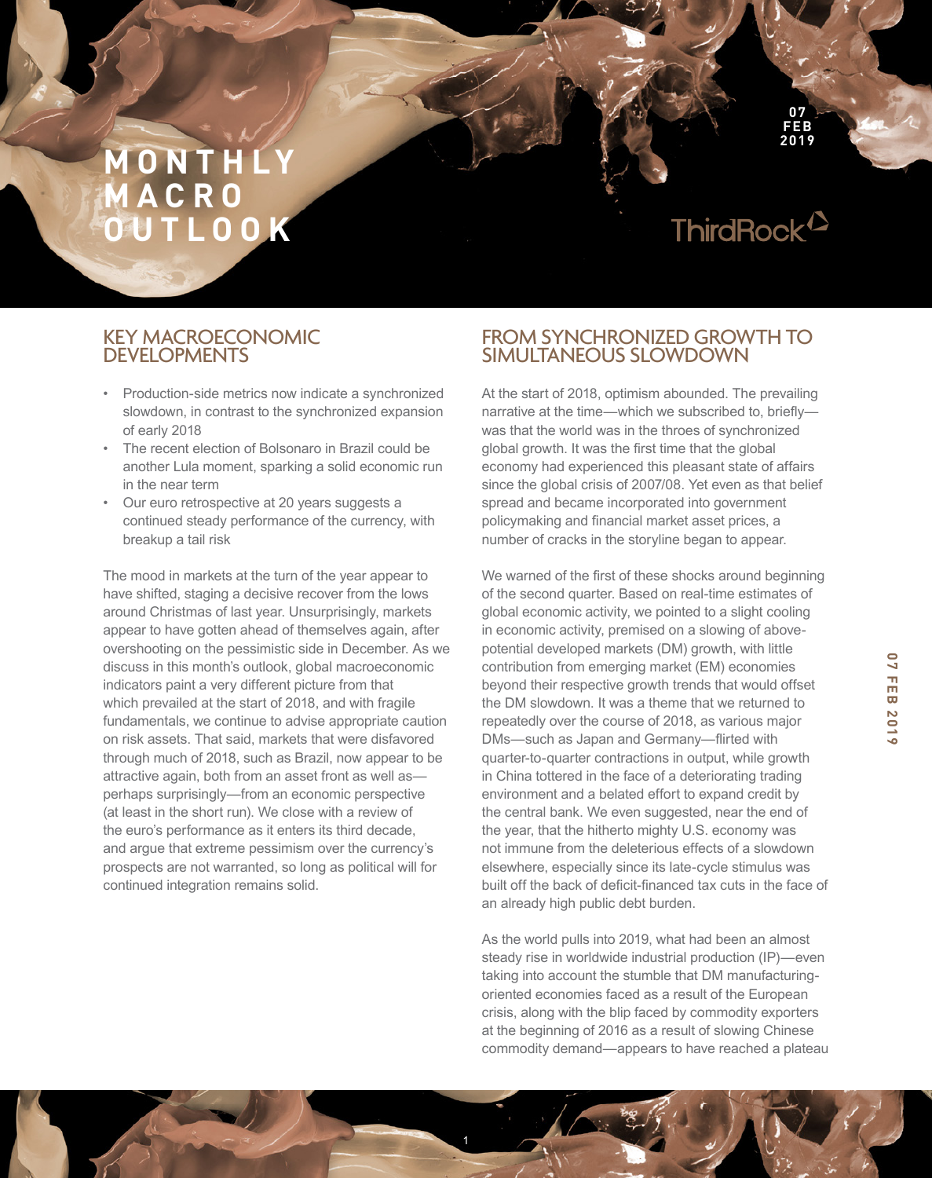# MONTHLY MACRO OUTLOOK

07 FEB 2019

ThirdRock

## KEY MACROECONOMIC DEVELOPMENTS

- Production-side metrics now indicate a synchronized slowdown, in contrast to the synchronized expansion of early 2018
- The recent election of Bolsonaro in Brazil could be another Lula moment, sparking a solid economic run in the near term
- Our euro retrospective at 20 years suggests a continued steady performance of the currency, with breakup a tail risk

The mood in markets at the turn of the year appear to have shifted, staging a decisive recover from the lows around Christmas of last year. Unsurprisingly, markets appear to have gotten ahead of themselves again, after overshooting on the pessimistic side in December. As we discuss in this month's outlook, global macroeconomic indicators paint a very different picture from that which prevailed at the start of 2018, and with fragile fundamentals, we continue to advise appropriate caution on risk assets. That said, markets that were disfavored through much of 2018, such as Brazil, now appear to be attractive again, both from an asset front as well as—perhaps surprisingly—from an economic perspective (at least in the short run). We close with a review of the euro's performance as it enters its third decade, and argue that extreme pessimism over the currency's prospects are not warranted, so long as political will for continued integration remains solid.

## FROM SYNCHRONIZED GROWTH TO SIMULTANEOUS SLOWDOWN

At the start of 2018, optimism abounded. The prevailing narrative at the time—which we subscribed to, briefly—was that the world was in the throes of synchronized global growth. It was the first time that the global economy had experienced this pleasant state of affairs since the global crisis of 2007/08. Yet even as that belief spread and became incorporated into government policymaking and financial market asset prices, a number of cracks in the storyline began to appear.

We warned of the first of these shocks around beginning of the second quarter. Based on real-time estimates of global economic activity, we pointed to a slight cooling in economic activity, premised on a slowing of above-potential developed markets (DM) growth, with little contribution from emerging market (EM) economies beyond their respective growth trends that would offset the DM slowdown. It was a theme that we returned to repeatedly over the course of 2018, as various major DMs—such as Japan and Germany—flirted with quarter-to-quarter contractions in output, while growth in China tottered in the face of a deteriorating trading environment and a belated effort to expand credit by the central bank. We even suggested, near the end of the year, that the hitherto mighty U.S. economy was not immune from the deleterious effects of a slowdown elsewhere, especially since its late-cycle stimulus was built off the back of deficit-financed tax cuts in the face of an already high public debt burden.

As the world pulls into 2019, what had been an almost steady rise in worldwide industrial production (IP)—even taking into account the stumble that DM manufacturing-oriented economies faced as a result of the European crisis, along with the blip faced by commodity exporters at the beginning of 2016 as a result of slowing Chinese commodity demand—appears to have reached a plateau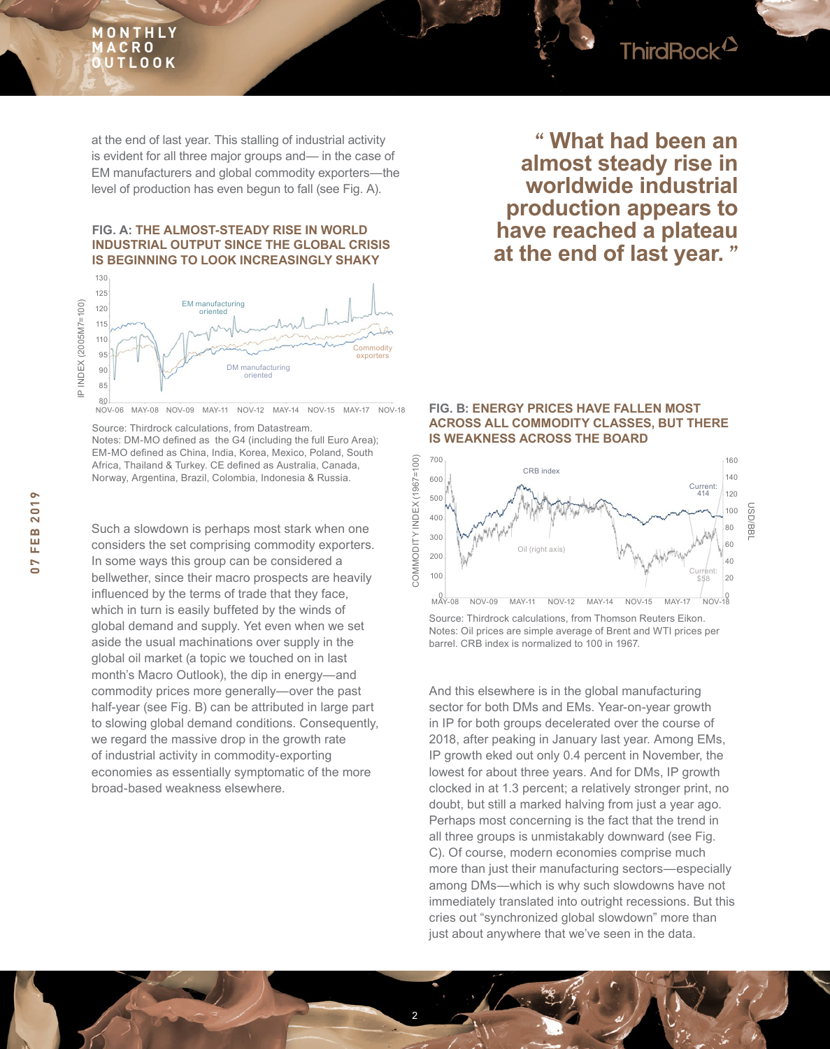at the end of last year. This stalling of industrial activity is evident for all three major groups and— in the case of EM manufacturers and global commodity exporters—the level of production has even begun to fall (see Fig. A).

**“ What had been an almost steady rise in worldwide industrial production appears to have reached a plateau at the end of last year. ”**

**FIG. A: THE ALMOST-STEADY RISE IN WORLD INDUSTRIAL OUTPUT SINCE THE GLOBAL CRISIS IS BEGINNING TO LOOK INCREASINGLY SHAKY**

Source: Thirdrock calculations, from Datastream.
Notes: DM-MO defined as the G4 (including the full Euro Area); EM-MO defined as China, India, Korea, Mexico, Poland, South Africa, Thailand & Turkey. CE defined as Australia, Canada, Norway, Argentina, Brazil, Colombia, Indonesia & Russia.

Such a slowdown is perhaps most stark when one considers the set comprising commodity exporters. In some ways this group can be considered a bellwether, since their macro prospects are heavily influenced by the terms of trade that they face, which in turn is easily buffeted by the winds of global demand and supply. Yet even when we set aside the usual machinations over supply in the global oil market (a topic we touched on in last month’s Macro Outlook), the dip in energy—and commodity prices more generally—over the past half-year (see Fig. B) can be attributed in large part to slowing global demand conditions. Consequently, we regard the massive drop in the growth rate of industrial activity in commodity-exporting economies as essentially symptomatic of the more broad-based weakness elsewhere.

**FIG. B: ENERGY PRICES HAVE FALLEN MOST ACROSS ALL COMMODITY CLASSES, BUT THERE IS WEAKNESS ACROSS THE BOARD**

Source: Thirdrock calculations, from Thomson Reuters Eikon.
Notes: Oil prices are simple average of Brent and WTI prices per barrel. CRB index is normalized to 100 in 1967.

And this elsewhere is in the global manufacturing sector for both DMs and EMs. Year-on-year growth in IP for both groups decelerated over the course of 2018, after peaking in January last year. Among EMs, IP growth eked out only 0.4 percent in November, the lowest for about three years. And for DMs, IP growth clocked in at 1.3 percent; a relatively stronger print, no doubt, but still a marked halving from just a year ago. Perhaps most concerning is the fact that the trend in all three groups is unmistakably downward (see Fig. C). Of course, modern economies comprise much more than just their manufacturing sectors—especially among DMs—which is why such slowdowns have not immediately translated into outright recessions. But this cries out “synchronized global slowdown” more than just about anywhere that we’ve seen in the data.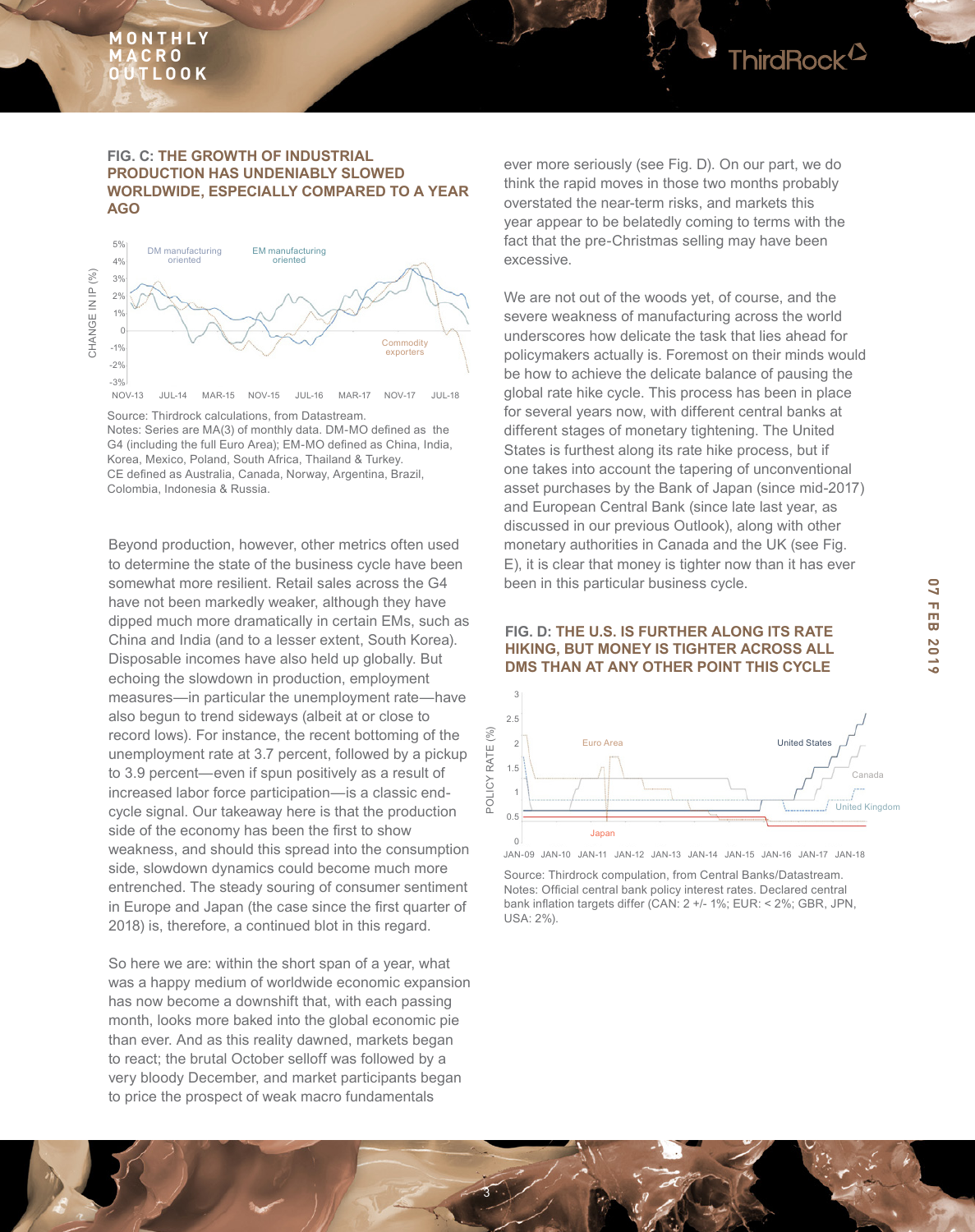**FIG. C: THE GROWTH OF INDUSTRIAL PRODUCTION HAS UNDENIABLY SLOWED WORLDWIDE, ESPECIALLY COMPARED TO A YEAR AGO**

Source: Thirdrock calculations, from Datastream.
Notes: Series are MA(3) of monthly data. DM-MO defined as the G4 (including the full Euro Area); EM-MO defined as China, India, Korea, Mexico, Poland, South Africa, Thailand & Turkey. CE defined as Australia, Canada, Norway, Argentina, Brazil, Colombia, Indonesia & Russia.

Beyond production, however, other metrics often used to determine the state of the business cycle have been somewhat more resilient. Retail sales across the G4 have not been markedly weaker, although they have dipped much more dramatically in certain EMs, such as China and India (and to a lesser extent, South Korea). Disposable incomes have also held up globally. But echoing the slowdown in production, employment measures—in particular the unemployment rate—have also begun to trend sideways (albeit at or close to record lows). For instance, the recent bottoming of the unemployment rate at 3.7 percent, followed by a pickup to 3.9 percent—even if spun positively as a result of increased labor force participation—is a classic end-cycle signal. Our takeaway here is that the production side of the economy has been the first to show weakness, and should this spread into the consumption side, slowdown dynamics could become much more entrenched. The steady souring of consumer sentiment in Europe and Japan (the case since the first quarter of 2018) is, therefore, a continued blot in this regard.

So here we are: within the short span of a year, what was a happy medium of worldwide economic expansion has now become a downshift that, with each passing month, looks more baked into the global economic pie than ever. And as this reality dawned, markets began to react; the brutal October selloff was followed by a very bloody December, and market participants began to price the prospect of weak macro fundamentals ever more seriously (see Fig. D). On our part, we do think the rapid moves in those two months probably overstated the near-term risks, and markets this year appear to be belatedly coming to terms with the fact that the pre-Christmas selling may have been excessive.

We are not out of the woods yet, of course, and the severe weakness of manufacturing across the world underscores how delicate the task that lies ahead for policymakers actually is. Foremost on their minds would be how to achieve the delicate balance of pausing the global rate hike cycle. This process has been in place for several years now, with different central banks at different stages of monetary tightening. The United States is furthest along its rate hike process, but if one takes into account the tapering of unconventional asset purchases by the Bank of Japan (since mid-2017) and European Central Bank (since late last year, as discussed in our previous Outlook), along with other monetary authorities in Canada and the UK (see Fig. E), it is clear that money is tighter now than it has ever been in this particular business cycle.

**FIG. D: THE U.S. IS FURTHER ALONG ITS RATE HIKING, BUT MONEY IS TIGHTER ACROSS ALL DMS THAN AT ANY OTHER POINT THIS CYCLE**

Source: Thirdrock compulation, from Central Banks/Datastream.
Notes: Official central bank policy interest rates. Declared central bank inflation targets differ (CAN: 2 +/- 1%; EUR: < 2%; GBR, JPN, USA: 2%).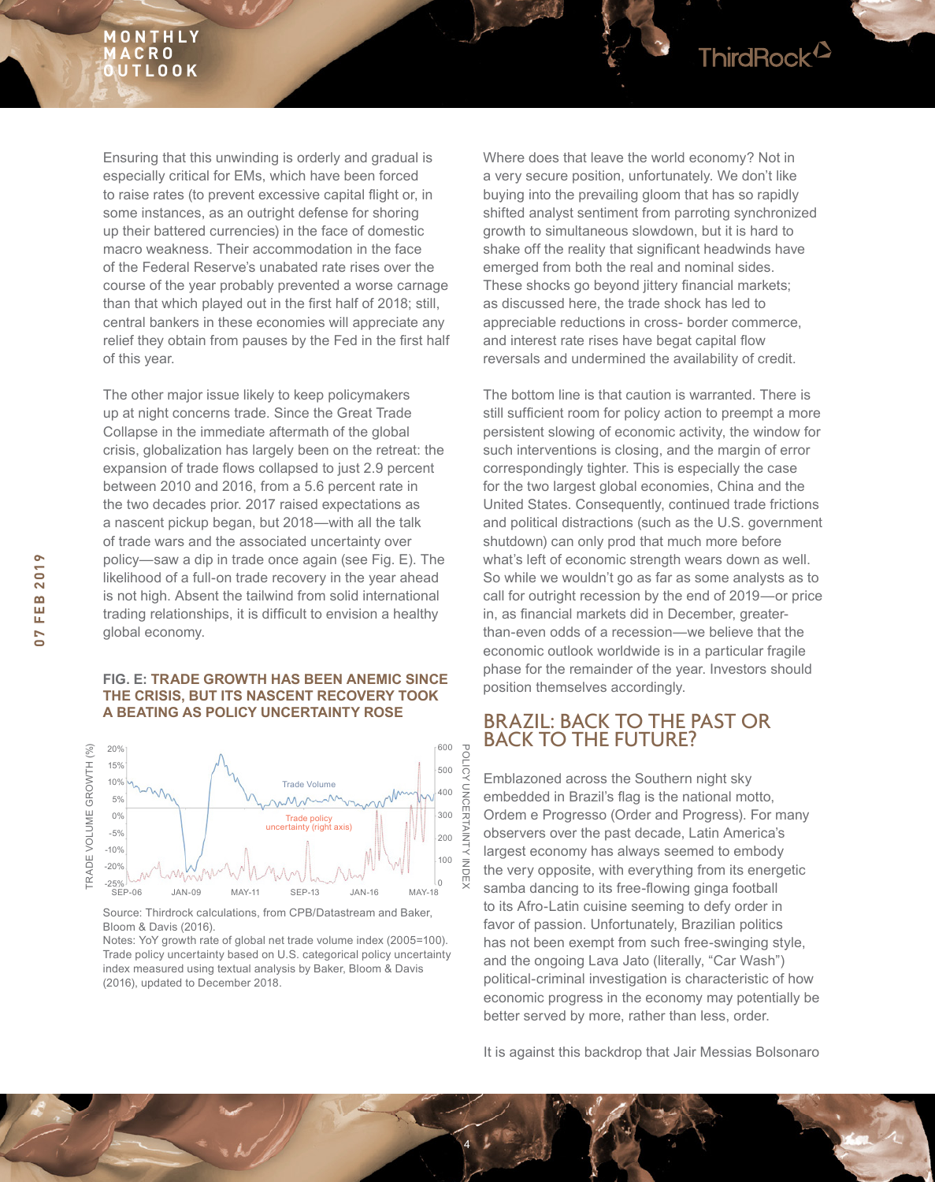Ensuring that this unwinding is orderly and gradual is especially critical for EMs, which have been forced to raise rates (to prevent excessive capital flight or, in some instances, as an outright defense for shoring up their battered currencies) in the face of domestic macro weakness. Their accommodation in the face of the Federal Reserve's unabated rate rises over the course of the year probably prevented a worse carnage than that which played out in the first half of 2018; still, central bankers in these economies will appreciate any relief they obtain from pauses by the Fed in the first half of this year.

The other major issue likely to keep policymakers up at night concerns trade. Since the Great Trade Collapse in the immediate aftermath of the global crisis, globalization has largely been on the retreat: the expansion of trade flows collapsed to just 2.9 percent between 2010 and 2016, from a 5.6 percent rate in the two decades prior. 2017 raised expectations as a nascent pickup began, but 2018—with all the talk of trade wars and the associated uncertainty over policy—saw a dip in trade once again (see Fig. E). The likelihood of a full-on trade recovery in the year ahead is not high. Absent the tailwind from solid international trading relationships, it is difficult to envision a healthy global economy.

**FIG. E: TRADE GROWTH HAS BEEN ANEMIC SINCE THE CRISIS, BUT ITS NASCENT RECOVERY TOOK A BEATING AS POLICY UNCERTAINTY ROSE**

Source: Thirdrock calculations, from CPB/Datastream and Baker, Bloom & Davis (2016).
Notes: YoY growth rate of global net trade volume index (2005=100). Trade policy uncertainty based on U.S. categorical policy uncertainty index measured using textual analysis by Baker, Bloom & Davis (2016), updated to December 2018.

Where does that leave the world economy? Not in a very secure position, unfortunately. We don't like buying into the prevailing gloom that has so rapidly shifted analyst sentiment from parroting synchronized growth to simultaneous slowdown, but it is hard to shake off the reality that significant headwinds have emerged from both the real and nominal sides. These shocks go beyond jittery financial markets; as discussed here, the trade shock has led to appreciable reductions in cross- border commerce, and interest rate rises have begat capital flow reversals and undermined the availability of credit.

The bottom line is that caution is warranted. There is still sufficient room for policy action to preempt a more persistent slowing of economic activity, the window for such interventions is closing, and the margin of error correspondingly tighter. This is especially the case for the two largest global economies, China and the United States. Consequently, continued trade frictions and political distractions (such as the U.S. government shutdown) can only prod that much more before what's left of economic strength wears down as well. So while we wouldn't go as far as some analysts as to call for outright recession by the end of 2019—or price in, as financial markets did in December, greater-than-even odds of a recession—we believe that the economic outlook worldwide is in a particular fragile phase for the remainder of the year. Investors should position themselves accordingly.

## BRAZIL: BACK TO THE PAST OR BACK TO THE FUTURE?

Emblazoned across the Southern night sky embedded in Brazil's flag is the national motto, Ordem e Progresso (Order and Progress). For many observers over the past decade, Latin America's largest economy has always seemed to embody the very opposite, with everything from its energetic samba dancing to its free-flowing ginga football to its Afro-Latin cuisine seeming to defy order in favor of passion. Unfortunately, Brazilian politics has not been exempt from such free-swinging style, and the ongoing Lava Jato (literally, "Car Wash") political-criminal investigation is characteristic of how economic progress in the economy may potentially be better served by more, rather than less, order.

It is against this backdrop that Jair Messias Bolsonaro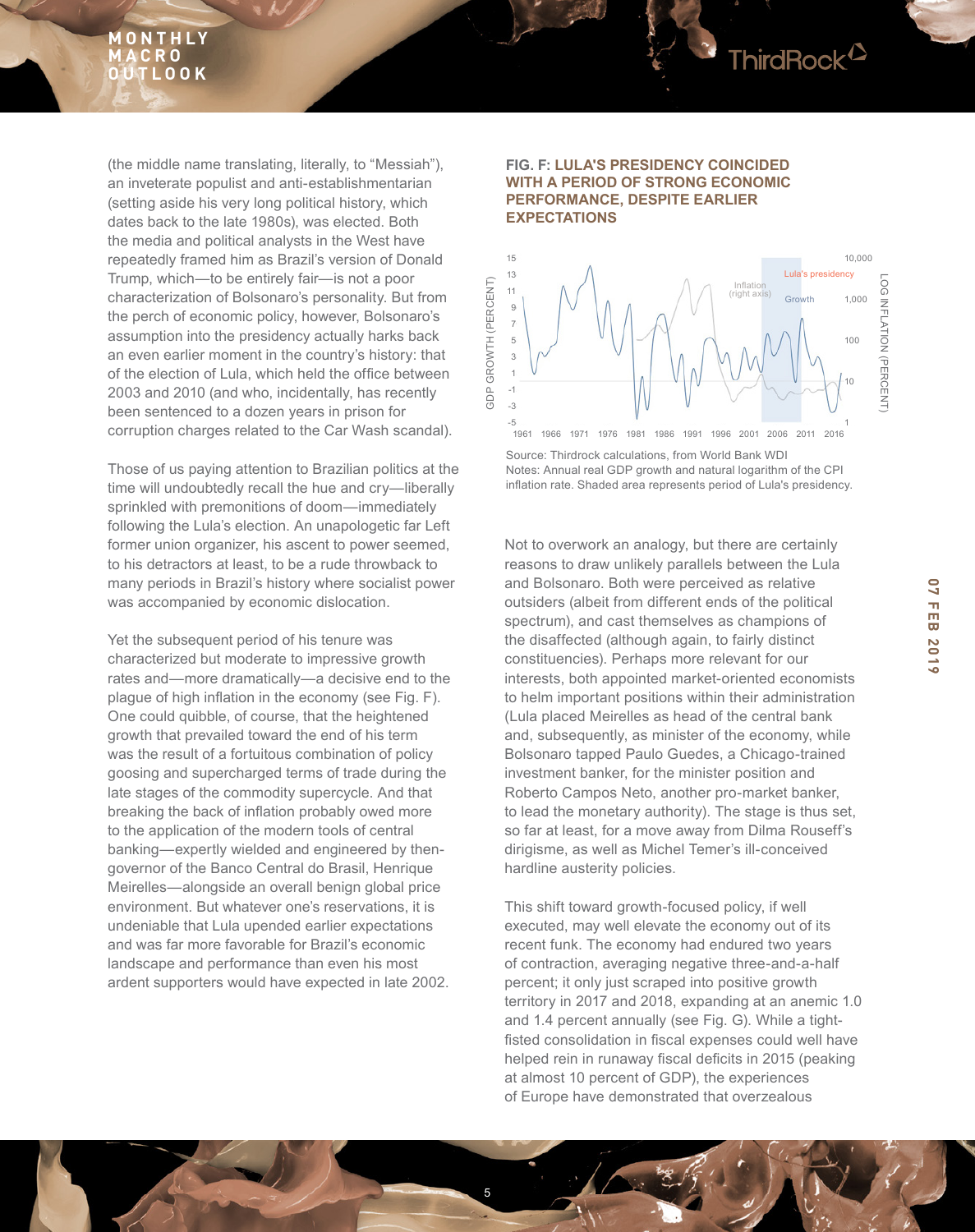(the middle name translating, literally, to "Messiah"), an inveterate populist and anti-establishmentarian (setting aside his very long political history, which dates back to the late 1980s), was elected. Both the media and political analysts in the West have repeatedly framed him as Brazil's version of Donald Trump, which—to be entirely fair—is not a poor characterization of Bolsonaro's personality. But from the perch of economic policy, however, Bolsonaro's assumption into the presidency actually harks back an even earlier moment in the country's history: that of the election of Lula, which held the office between 2003 and 2010 (and who, incidentally, has recently been sentenced to a dozen years in prison for corruption charges related to the Car Wash scandal).

Those of us paying attention to Brazilian politics at the time will undoubtedly recall the hue and cry—liberally sprinkled with premonitions of doom—immediately following the Lula's election. An unapologetic far Left former union organizer, his ascent to power seemed, to his detractors at least, to be a rude throwback to many periods in Brazil's history where socialist power was accompanied by economic dislocation.

Yet the subsequent period of his tenure was characterized but moderate to impressive growth rates and—more dramatically—a decisive end to the plague of high inflation in the economy (see Fig. F). One could quibble, of course, that the heightened growth that prevailed toward the end of his term was the result of a fortuitous combination of policy goosing and supercharged terms of trade during the late stages of the commodity supercycle. And that breaking the back of inflation probably owed more to the application of the modern tools of central banking—expertly wielded and engineered by then-governor of the Banco Central do Brasil, Henrique Meirelles—alongside an overall benign global price environment. But whatever one's reservations, it is undeniable that Lula upended earlier expectations and was far more favorable for Brazil's economic landscape and performance than even his most ardent supporters would have expected in late 2002.

**FIG. F: LULA'S PRESIDENCY COINCIDED WITH A PERIOD OF STRONG ECONOMIC PERFORMANCE, DESPITE EARLIER EXPECTATIONS**

Source: Thirdrock calculations, from World Bank WDI
Notes: Annual real GDP growth and natural logarithm of the CPI inflation rate. Shaded area represents period of Lula's presidency.

Not to overwork an analogy, but there are certainly reasons to draw unlikely parallels between the Lula and Bolsonaro. Both were perceived as relative outsiders (albeit from different ends of the political spectrum), and cast themselves as champions of the disaffected (although again, to fairly distinct constituencies). Perhaps more relevant for our interests, both appointed market-oriented economists to helm important positions within their administration (Lula placed Meirelles as head of the central bank and, subsequently, as minister of the economy, while Bolsonaro tapped Paulo Guedes, a Chicago-trained investment banker, for the minister position and Roberto Campos Neto, another pro-market banker, to lead the monetary authority). The stage is thus set, so far at least, for a move away from Dilma Rouseff's dirigisme, as well as Michel Temer's ill-conceived hardline austerity policies.

This shift toward growth-focused policy, if well executed, may well elevate the economy out of its recent funk. The economy had endured two years of contraction, averaging negative three-and-a-half percent; it only just scraped into positive growth territory in 2017 and 2018, expanding at an anemic 1.0 and 1.4 percent annually (see Fig. G). While a tight-fisted consolidation in fiscal expenses could well have helped rein in runaway fiscal deficits in 2015 (peaking at almost 10 percent of GDP), the experiences of Europe have demonstrated that overzealous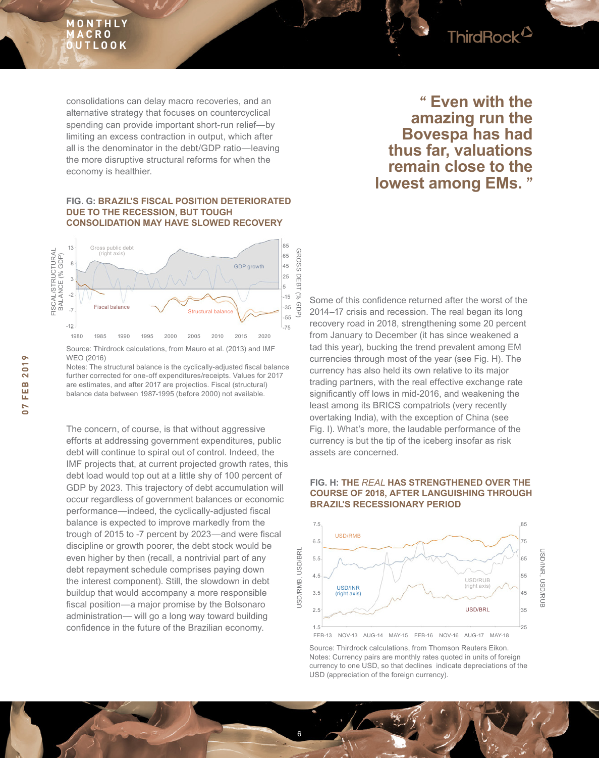consolidations can delay macro recoveries, and an alternative strategy that focuses on countercyclical spending can provide important short-run relief—by limiting an excess contraction in output, which after all is the denominator in the debt/GDP ratio—leaving the more disruptive structural reforms for when the economy is healthier.

**FIG. G: BRAZIL'S FISCAL POSITION DETERIORATED DUE TO THE RECESSION, BUT TOUGH CONSOLIDATION MAY HAVE SLOWED RECOVERY**

Source: Thirdrock calculations, from Mauro et al. (2013) and IMF WEO (2016)
Notes: The structural balance is the cyclically-adjusted fiscal balance further corrected for one-off expenditures/receipts. Values for 2017 are estimates, and after 2017 are projectios. Fiscal (structural) balance data between 1987-1995 (before 2000) not available.

The concern, of course, is that without aggressive efforts at addressing government expenditures, public debt will continue to spiral out of control. Indeed, the IMF projects that, at current projected growth rates, this debt load would top out at a little shy of 100 percent of GDP by 2023. This trajectory of debt accumulation will occur regardless of government balances or economic performance—indeed, the cyclically-adjusted fiscal balance is expected to improve markedly from the trough of 2015 to -7 percent by 2023—and were fiscal discipline or growth poorer, the debt stock would be even higher by then (recall, a nontrivial part of any debt repayment schedule comprises paying down the interest component). Still, the slowdown in debt buildup that would accompany a more responsible fiscal position—a major promise by the Bolsonaro administration— will go a long way toward building confidence in the future of the Brazilian economy.

**“ Even with the amazing run the Bovespa has had thus far, valuations remain close to the lowest among EMs. ”**

Some of this confidence returned after the worst of the 2014–17 crisis and recession. The real began its long recovery road in 2018, strengthening some 20 percent from January to December (it has since weakened a tad this year), bucking the trend prevalent among EM currencies through most of the year (see Fig. H). The currency has also held its own relative to its major trading partners, with the real effective exchange rate significantly off lows in mid-2016, and weakening the least among its BRICS compatriots (very recently overtaking India), with the exception of China (see Fig. I). What's more, the laudable performance of the currency is but the tip of the iceberg insofar as risk assets are concerned.

**FIG. H: THE *REAL* HAS STRENGTHENED OVER THE COURSE OF 2018, AFTER LANGUISHING THROUGH BRAZIL'S RECESSIONARY PERIOD**

Source: Thirdrock calculations, from Thomson Reuters Eikon.
Notes: Currency pairs are monthly rates quoted in units of foreign currency to one USD, so that declines indicate depreciations of the USD (appreciation of the foreign currency).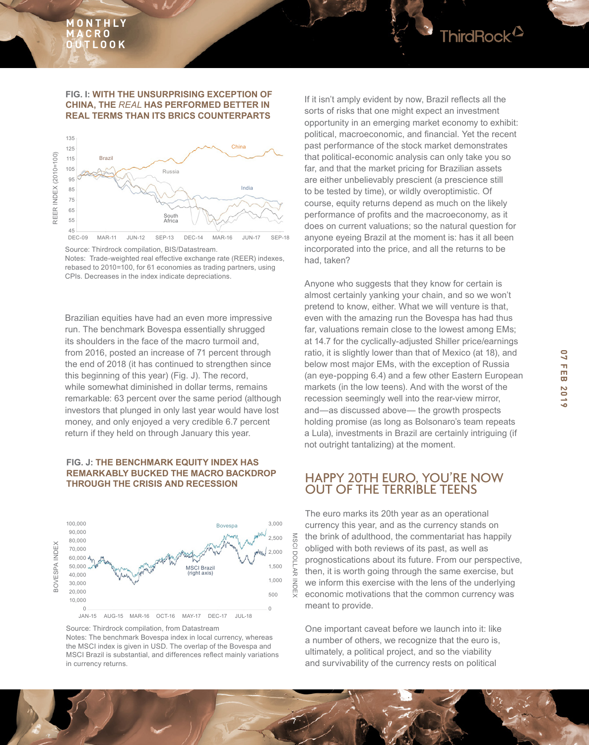**FIG. I: WITH THE UNSURPRISING EXCEPTION OF CHINA, THE *REAL* HAS PERFORMED BETTER IN REAL TERMS THAN ITS BRICS COUNTERPARTS**

Source: Thirdrock compilation, BIS/Datastream.
Notes: Trade-weighted real effective exchange rate (REER) indexes, rebased to 2010=100, for 61 economies as trading partners, using CPIs. Decreases in the index indicate depreciations.

Brazilian equities have had an even more impressive run. The benchmark Bovespa essentially shrugged its shoulders in the face of the macro turmoil and, from 2016, posted an increase of 71 percent through the end of 2018 (it has continued to strengthen since this beginning of this year) (Fig. J). The record, while somewhat diminished in dollar terms, remains remarkable: 63 percent over the same period (although investors that plunged in only last year would have lost money, and only enjoyed a very credible 6.7 percent return if they held on through January this year.

**FIG. J: THE BENCHMARK EQUITY INDEX HAS REMARKABLY BUCKED THE MACRO BACKDROP THROUGH THE CRISIS AND RECESSION**

Source: Thirdrock compilation, from Datastream
Notes: The benchmark Bovespa index in local currency, whereas the MSCI index is given in USD. The overlap of the Bovespa and MSCI Brazil is substantial, and differences reflect mainly variations in currency returns.

If it isn't amply evident by now, Brazil reflects all the sorts of risks that one might expect an investment opportunity in an emerging market economy to exhibit: political, macroeconomic, and financial. Yet the recent past performance of the stock market demonstrates that political-economic analysis can only take you so far, and that the market pricing for Brazilian assets are either unbelievably prescient (a prescience still to be tested by time), or wildly overoptimistic. Of course, equity returns depend as much on the likely performance of profits and the macroeconomy, as it does on current valuations; so the natural question for anyone eyeing Brazil at the moment is: has it all been incorporated into the price, and all the returns to be had, taken?

Anyone who suggests that they know for certain is almost certainly yanking your chain, and so we won't pretend to know, either. What we will venture is that, even with the amazing run the Bovespa has had thus far, valuations remain close to the lowest among EMs; at 14.7 for the cyclically-adjusted Shiller price/earnings ratio, it is slightly lower than that of Mexico (at 18), and below most major EMs, with the exception of Russia (an eye-popping 6.4) and a few other Eastern European markets (in the low teens). And with the worst of the recession seemingly well into the rear-view mirror, and—as discussed above— the growth prospects holding promise (as long as Bolsonaro's team repeats a Lula), investments in Brazil are certainly intriguing (if not outright tantalizing) at the moment.

## HAPPY 20TH EURO, YOU'RE NOW OUT OF THE TERRIBLE TEENS

The euro marks its 20th year as an operational currency this year, and as the currency stands on the brink of adulthood, the commentariat has happily obliged with both reviews of its past, as well as prognostications about its future. From our perspective, then, it is worth going through the same exercise, but we inform this exercise with the lens of the underlying economic motivations that the common currency was meant to provide.

One important caveat before we launch into it: like a number of others, we recognize that the euro is, ultimately, a political project, and so the viability and survivability of the currency rests on political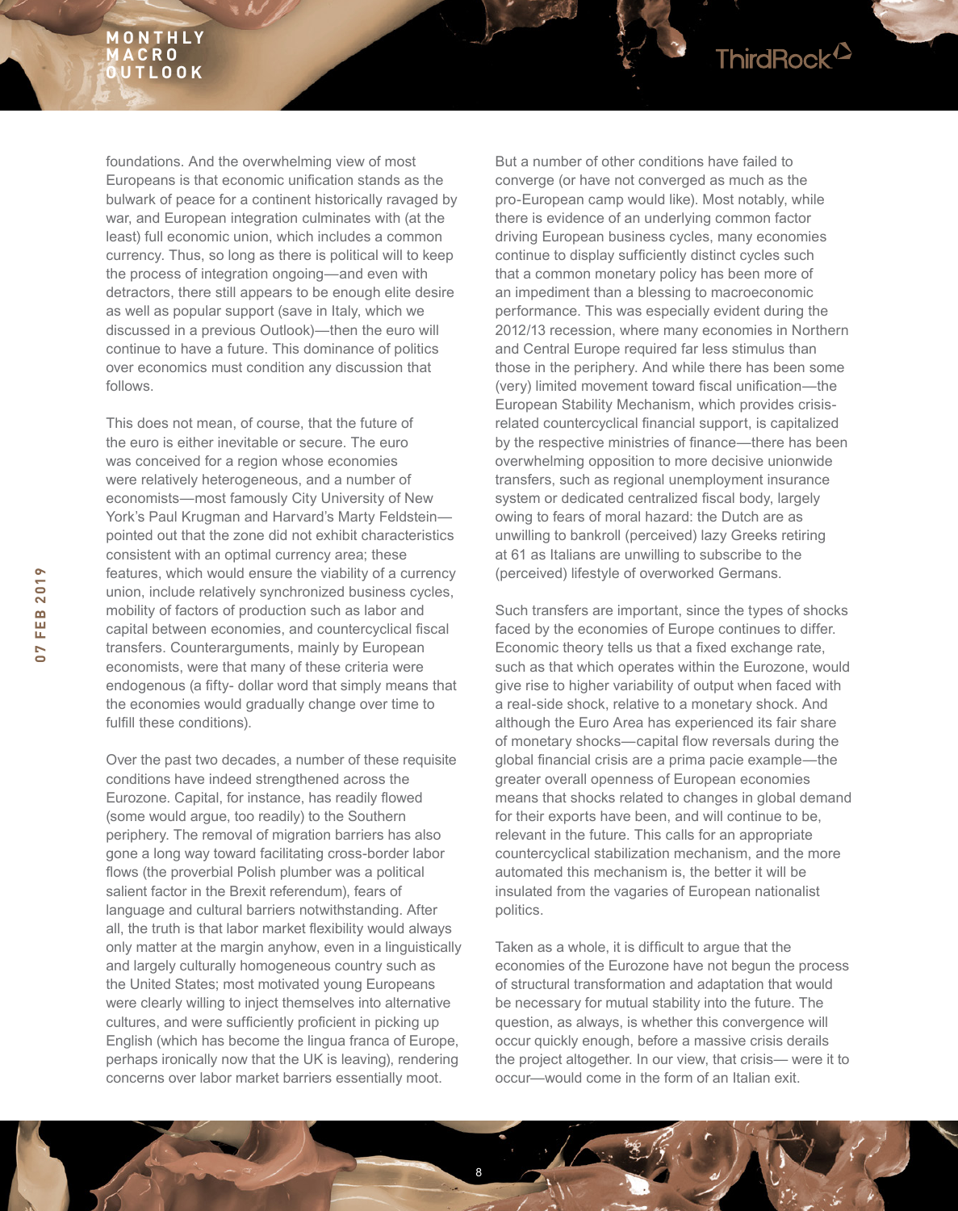foundations. And the overwhelming view of most Europeans is that economic unification stands as the bulwark of peace for a continent historically ravaged by war, and European integration culminates with (at the least) full economic union, which includes a common currency. Thus, so long as there is political will to keep the process of integration ongoing—and even with detractors, there still appears to be enough elite desire as well as popular support (save in Italy, which we discussed in a previous Outlook)—then the euro will continue to have a future. This dominance of politics over economics must condition any discussion that follows.

This does not mean, of course, that the future of the euro is either inevitable or secure. The euro was conceived for a region whose economies were relatively heterogeneous, and a number of economists—most famously City University of New York's Paul Krugman and Harvard's Marty Feldstein—pointed out that the zone did not exhibit characteristics consistent with an optimal currency area; these features, which would ensure the viability of a currency union, include relatively synchronized business cycles, mobility of factors of production such as labor and capital between economies, and countercyclical fiscal transfers. Counterarguments, mainly by European economists, were that many of these criteria were endogenous (a fifty- dollar word that simply means that the economies would gradually change over time to fulfill these conditions).

Over the past two decades, a number of these requisite conditions have indeed strengthened across the Eurozone. Capital, for instance, has readily flowed (some would argue, too readily) to the Southern periphery. The removal of migration barriers has also gone a long way toward facilitating cross-border labor flows (the proverbial Polish plumber was a political salient factor in the Brexit referendum), fears of language and cultural barriers notwithstanding. After all, the truth is that labor market flexibility would always only matter at the margin anyhow, even in a linguistically and largely culturally homogeneous country such as the United States; most motivated young Europeans were clearly willing to inject themselves into alternative cultures, and were sufficiently proficient in picking up English (which has become the lingua franca of Europe, perhaps ironically now that the UK is leaving), rendering concerns over labor market barriers essentially moot.

But a number of other conditions have failed to converge (or have not converged as much as the pro-European camp would like). Most notably, while there is evidence of an underlying common factor driving European business cycles, many economies continue to display sufficiently distinct cycles such that a common monetary policy has been more of an impediment than a blessing to macroeconomic performance. This was especially evident during the 2012/13 recession, where many economies in Northern and Central Europe required far less stimulus than those in the periphery. And while there has been some (very) limited movement toward fiscal unification—the European Stability Mechanism, which provides crisis-related countercyclical financial support, is capitalized by the respective ministries of finance—there has been overwhelming opposition to more decisive unionwide transfers, such as regional unemployment insurance system or dedicated centralized fiscal body, largely owing to fears of moral hazard: the Dutch are as unwilling to bankroll (perceived) lazy Greeks retiring at 61 as Italians are unwilling to subscribe to the (perceived) lifestyle of overworked Germans.

Such transfers are important, since the types of shocks faced by the economies of Europe continues to differ. Economic theory tells us that a fixed exchange rate, such as that which operates within the Eurozone, would give rise to higher variability of output when faced with a real-side shock, relative to a monetary shock. And although the Euro Area has experienced its fair share of monetary shocks—capital flow reversals during the global financial crisis are a prima pacie example—the greater overall openness of European economies means that shocks related to changes in global demand for their exports have been, and will continue to be, relevant in the future. This calls for an appropriate countercyclical stabilization mechanism, and the more automated this mechanism is, the better it will be insulated from the vagaries of European nationalist politics.

Taken as a whole, it is difficult to argue that the economies of the Eurozone have not begun the process of structural transformation and adaptation that would be necessary for mutual stability into the future. The question, as always, is whether this convergence will occur quickly enough, before a massive crisis derails the project altogether. In our view, that crisis— were it to occur—would come in the form of an Italian exit.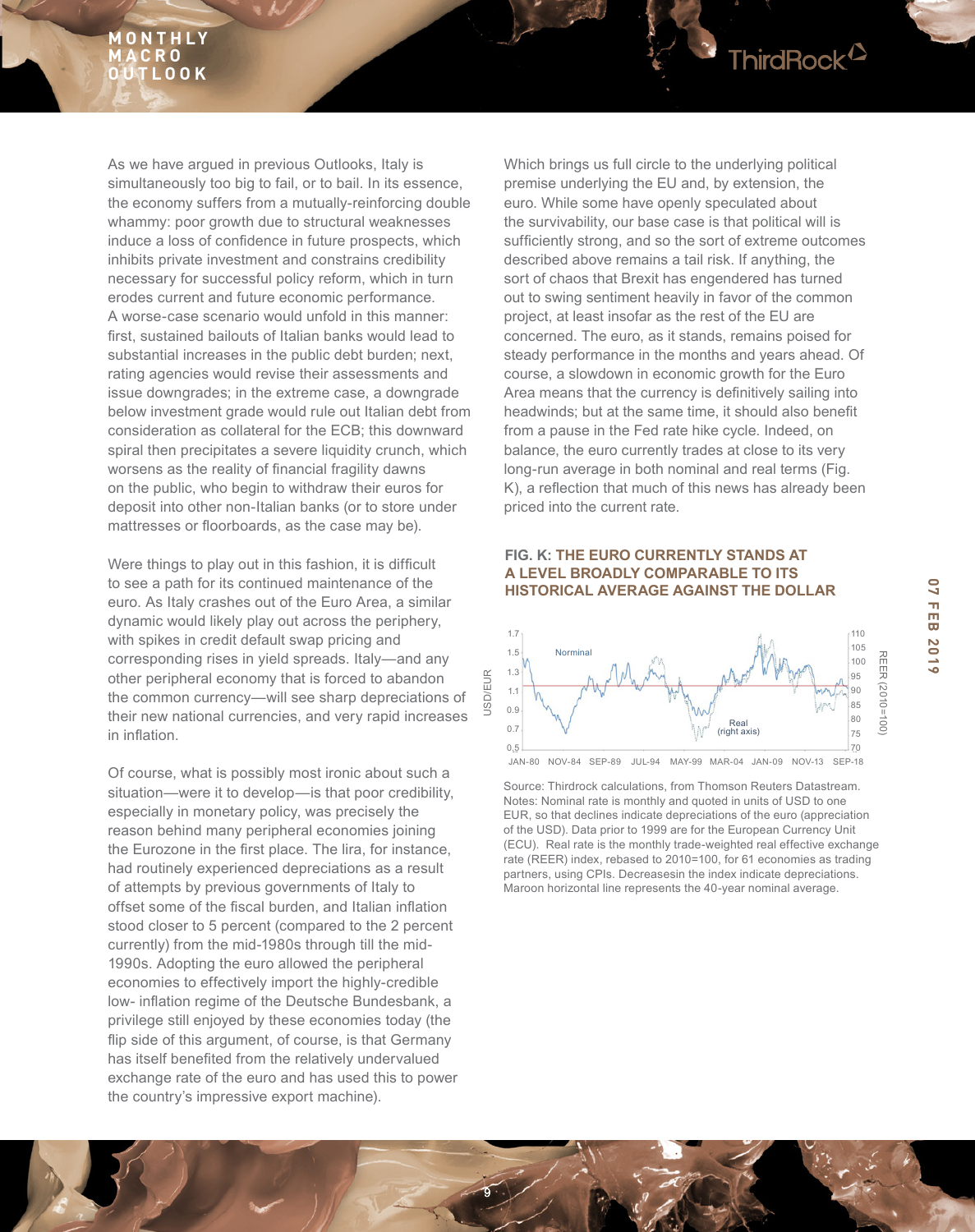As we have argued in previous Outlooks, Italy is simultaneously too big to fail, or to bail. In its essence, the economy suffers from a mutually-reinforcing double whammy: poor growth due to structural weaknesses induce a loss of confidence in future prospects, which inhibits private investment and constrains credibility necessary for successful policy reform, which in turn erodes current and future economic performance. A worse-case scenario would unfold in this manner: first, sustained bailouts of Italian banks would lead to substantial increases in the public debt burden; next, rating agencies would revise their assessments and issue downgrades; in the extreme case, a downgrade below investment grade would rule out Italian debt from consideration as collateral for the ECB; this downward spiral then precipitates a severe liquidity crunch, which worsens as the reality of financial fragility dawns on the public, who begin to withdraw their euros for deposit into other non-Italian banks (or to store under mattresses or floorboards, as the case may be).

Were things to play out in this fashion, it is difficult to see a path for its continued maintenance of the euro. As Italy crashes out of the Euro Area, a similar dynamic would likely play out across the periphery, with spikes in credit default swap pricing and corresponding rises in yield spreads. Italy—and any other peripheral economy that is forced to abandon the common currency—will see sharp depreciations of their new national currencies, and very rapid increases in inflation.

Of course, what is possibly most ironic about such a situation—were it to develop—is that poor credibility, especially in monetary policy, was precisely the reason behind many peripheral economies joining the Eurozone in the first place. The lira, for instance, had routinely experienced depreciations as a result of attempts by previous governments of Italy to offset some of the fiscal burden, and Italian inflation stood closer to 5 percent (compared to the 2 percent currently) from the mid-1980s through till the mid-1990s. Adopting the euro allowed the peripheral economies to effectively import the highly-credible low- inflation regime of the Deutsche Bundesbank, a privilege still enjoyed by these economies today (the flip side of this argument, of course, is that Germany has itself benefited from the relatively undervalued exchange rate of the euro and has used this to power the country's impressive export machine).

Which brings us full circle to the underlying political premise underlying the EU and, by extension, the euro. While some have openly speculated about the survivability, our base case is that political will is sufficiently strong, and so the sort of extreme outcomes described above remains a tail risk. If anything, the sort of chaos that Brexit has engendered has turned out to swing sentiment heavily in favor of the common project, at least insofar as the rest of the EU are concerned. The euro, as it stands, remains poised for steady performance in the months and years ahead. Of course, a slowdown in economic growth for the Euro Area means that the currency is definitively sailing into headwinds; but at the same time, it should also benefit from a pause in the Fed rate hike cycle. Indeed, on balance, the euro currently trades at close to its very long-run average in both nominal and real terms (Fig. K), a reflection that much of this news has already been priced into the current rate.

**FIG. K: THE EURO CURRENTLY STANDS AT A LEVEL BROADLY COMPARABLE TO ITS HISTORICAL AVERAGE AGAINST THE DOLLAR**

Source: Thirdrock calculations, from Thomson Reuters Datastream.
Notes: Nominal rate is monthly and quoted in units of USD to one EUR, so that declines indicate depreciations of the euro (appreciation of the USD). Data prior to 1999 are for the European Currency Unit (ECU). Real rate is the monthly trade-weighted real effective exchange rate (REER) index, rebased to 2010=100, for 61 economies as trading partners, using CPIs. Decreasesin the index indicate depreciations. Maroon horizontal line represents the 40-year nominal average.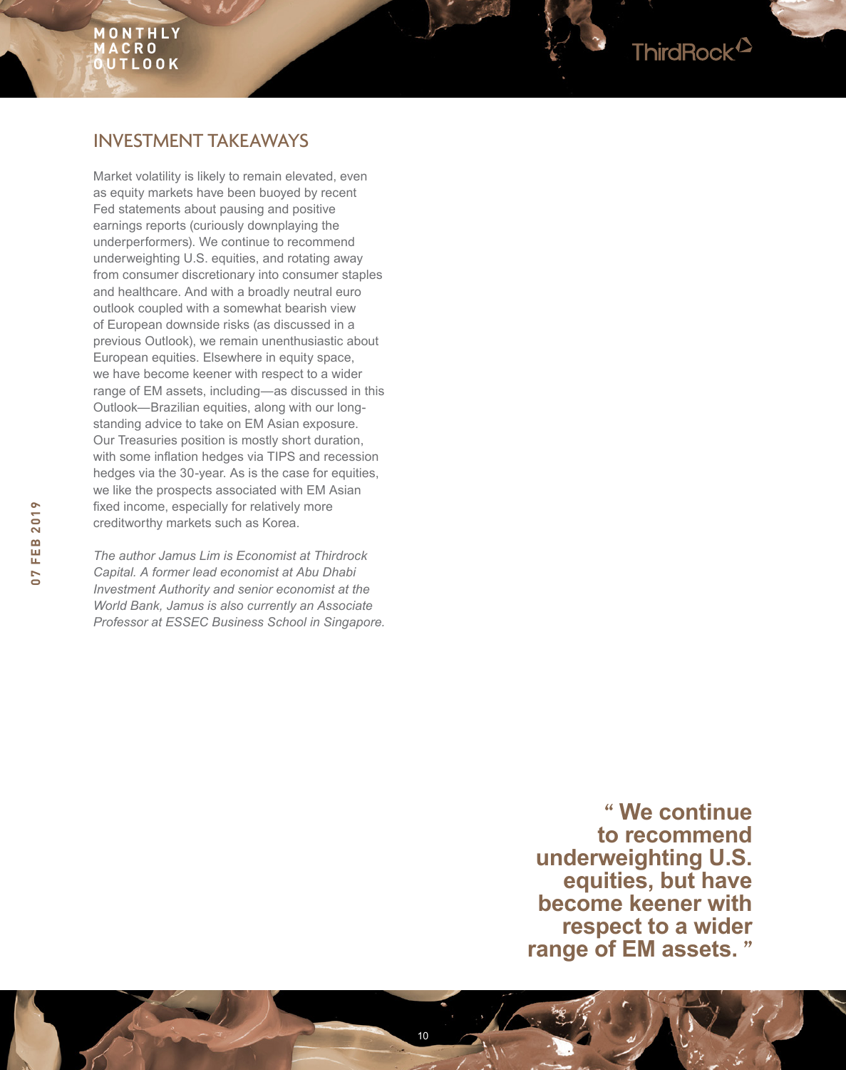## INVESTMENT TAKEAWAYS

Market volatility is likely to remain elevated, even as equity markets have been buoyed by recent Fed statements about pausing and positive earnings reports (curiously downplaying the underperformers). We continue to recommend underweighting U.S. equities, and rotating away from consumer discretionary into consumer staples and healthcare. And with a broadly neutral euro outlook coupled with a somewhat bearish view of European downside risks (as discussed in a previous Outlook), we remain unenthusiastic about European equities. Elsewhere in equity space, we have become keener with respect to a wider range of EM assets, including—as discussed in this Outlook—Brazilian equities, along with our long-standing advice to take on EM Asian exposure. Our Treasuries position is mostly short duration, with some inflation hedges via TIPS and recession hedges via the 30-year. As is the case for equities, we like the prospects associated with EM Asian fixed income, especially for relatively more creditworthy markets such as Korea.

*The author Jamus Lim is Economist at Thirdrock Capital. A former lead economist at Abu Dhabi Investment Authority and senior economist at the World Bank, Jamus is also currently an Associate Professor at ESSEC Business School in Singapore.*

**“ We continue to recommend underweighting U.S. equities, but have become keener with respect to a wider range of EM assets. ”**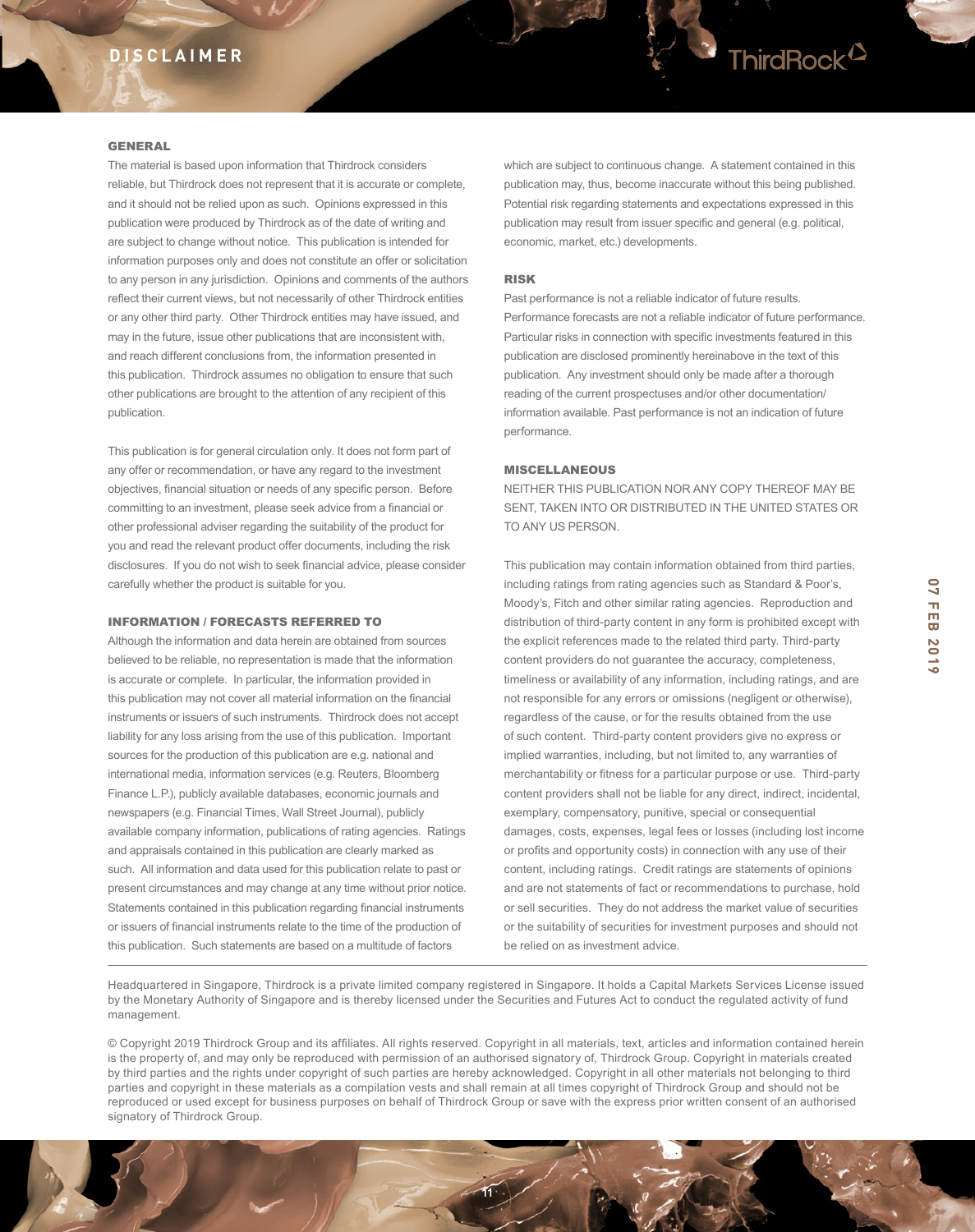# DISCLAIMER

## GENERAL

The material is based upon information that Thirdrock considers reliable, but Thirdrock does not represent that it is accurate or complete, and it should not be relied upon as such. Opinions expressed in this publication were produced by Thirdrock as of the date of writing and are subject to change without notice. This publication is intended for information purposes only and does not constitute an offer or solicitation to any person in any jurisdiction. Opinions and comments of the authors reflect their current views, but not necessarily of other Thirdrock entities or any other third party. Other Thirdrock entities may have issued, and may in the future, issue other publications that are inconsistent with, and reach different conclusions from, the information presented in this publication. Thirdrock assumes no obligation to ensure that such other publications are brought to the attention of any recipient of this publication.

This publication is for general circulation only. It does not form part of any offer or recommendation, or have any regard to the investment objectives, financial situation or needs of any specific person. Before committing to an investment, please seek advice from a financial or other professional adviser regarding the suitability of the product for you and read the relevant product offer documents, including the risk disclosures. If you do not wish to seek financial advice, please consider carefully whether the product is suitable for you.

## INFORMATION / FORECASTS REFERRED TO

Although the information and data herein are obtained from sources believed to be reliable, no representation is made that the information is accurate or complete. In particular, the information provided in this publication may not cover all material information on the financial instruments or issuers of such instruments. Thirdrock does not accept liability for any loss arising from the use of this publication. Important sources for the production of this publication are e.g. national and international media, information services (e.g. Reuters, Bloomberg Finance L.P.), publicly available databases, economic journals and newspapers (e.g. Financial Times, Wall Street Journal), publicly available company information, publications of rating agencies. Ratings and appraisals contained in this publication are clearly marked as such. All information and data used for this publication relate to past or present circumstances and may change at any time without prior notice. Statements contained in this publication regarding financial instruments or issuers of financial instruments relate to the time of the production of this publication. Such statements are based on a multitude of factors which are subject to continuous change. A statement contained in this publication may, thus, become inaccurate without this being published. Potential risk regarding statements and expectations expressed in this publication may result from issuer specific and general (e.g. political, economic, market, etc.) developments.

## RISK

Past performance is not a reliable indicator of future results. Performance forecasts are not a reliable indicator of future performance. Particular risks in connection with specific investments featured in this publication are disclosed prominently hereinabove in the text of this publication. Any investment should only be made after a thorough reading of the current prospectuses and/or other documentation/ information available. Past performance is not an indication of future performance.

## MISCELLANEOUS

NEITHER THIS PUBLICATION NOR ANY COPY THEREOF MAY BE SENT, TAKEN INTO OR DISTRIBUTED IN THE UNITED STATES OR TO ANY US PERSON.

This publication may contain information obtained from third parties, including ratings from rating agencies such as Standard & Poor's, Moody's, Fitch and other similar rating agencies. Reproduction and distribution of third-party content in any form is prohibited except with the explicit references made to the related third party. Third-party content providers do not guarantee the accuracy, completeness, timeliness or availability of any information, including ratings, and are not responsible for any errors or omissions (negligent or otherwise), regardless of the cause, or for the results obtained from the use of such content. Third-party content providers give no express or implied warranties, including, but not limited to, any warranties of merchantability or fitness for a particular purpose or use. Third-party content providers shall not be liable for any direct, indirect, incidental, exemplary, compensatory, punitive, special or consequential damages, costs, expenses, legal fees or losses (including lost income or profits and opportunity costs) in connection with any use of their content, including ratings. Credit ratings are statements of opinions and are not statements of fact or recommendations to purchase, hold or sell securities. They do not address the market value of securities or the suitability of securities for investment purposes and should not be relied on as investment advice.

---

Headquartered in Singapore, Thirdrock is a private limited company registered in Singapore. It holds a Capital Markets Services License issued by the Monetary Authority of Singapore and is thereby licensed under the Securities and Futures Act to conduct the regulated activity of fund management.

© Copyright 2019 Thirdrock Group and its affiliates. All rights reserved. Copyright in all materials, text, articles and information contained herein is the property of, and may only be reproduced with permission of an authorised signatory of, Thirdrock Group. Copyright in materials created by third parties and the rights under copyright of such parties are hereby acknowledged. Copyright in all other materials not belonging to third parties and copyright in these materials as a compilation vests and shall remain at all times copyright of Thirdrock Group and should not be reproduced or used except for business purposes on behalf of Thirdrock Group or save with the express prior written consent of an authorised signatory of Thirdrock Group.